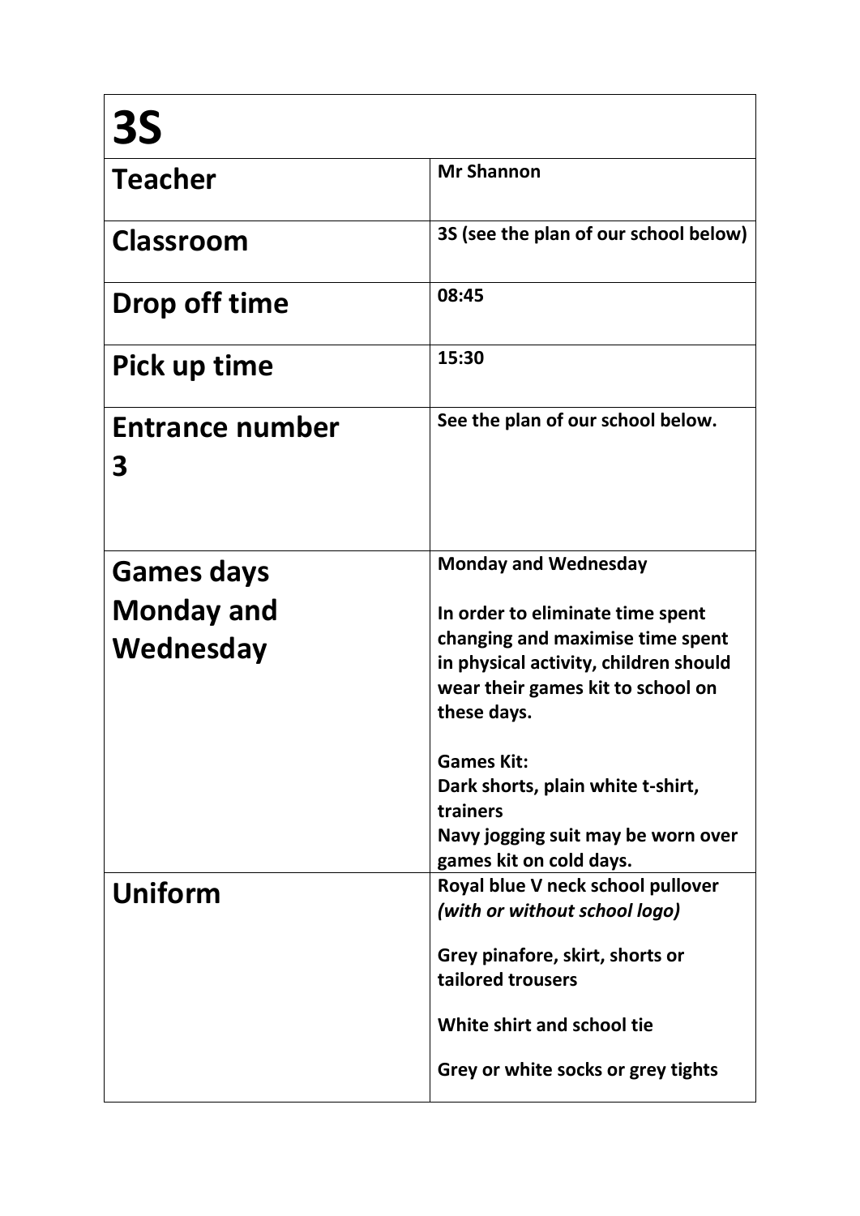# 3S

| | |
|---|---|
| **Teacher** | **Mr Shannon** |
| **Classroom** | **3S (see the plan of our school below)** |
| **Drop off time** | **08:45** |
| **Pick up time** | **15:30** |
| **Entrance number 3** | **See the plan of our school below.** |
| **Games days Monday and Wednesday** | **Monday and Wednesday**<br><br>**In order to eliminate time spent changing and maximise time spent in physical activity, children should wear their games kit to school on these days.**<br><br>**Games Kit:**<br>**Dark shorts, plain white t-shirt, trainers**<br>**Navy jogging suit may be worn over games kit on cold days.** |
| **Uniform** | **Royal blue V neck school pullover** ***(with or without school logo)***<br><br>**Grey pinafore, skirt, shorts or tailored trousers**<br><br>**White shirt and school tie**<br><br>**Grey or white socks or grey tights** |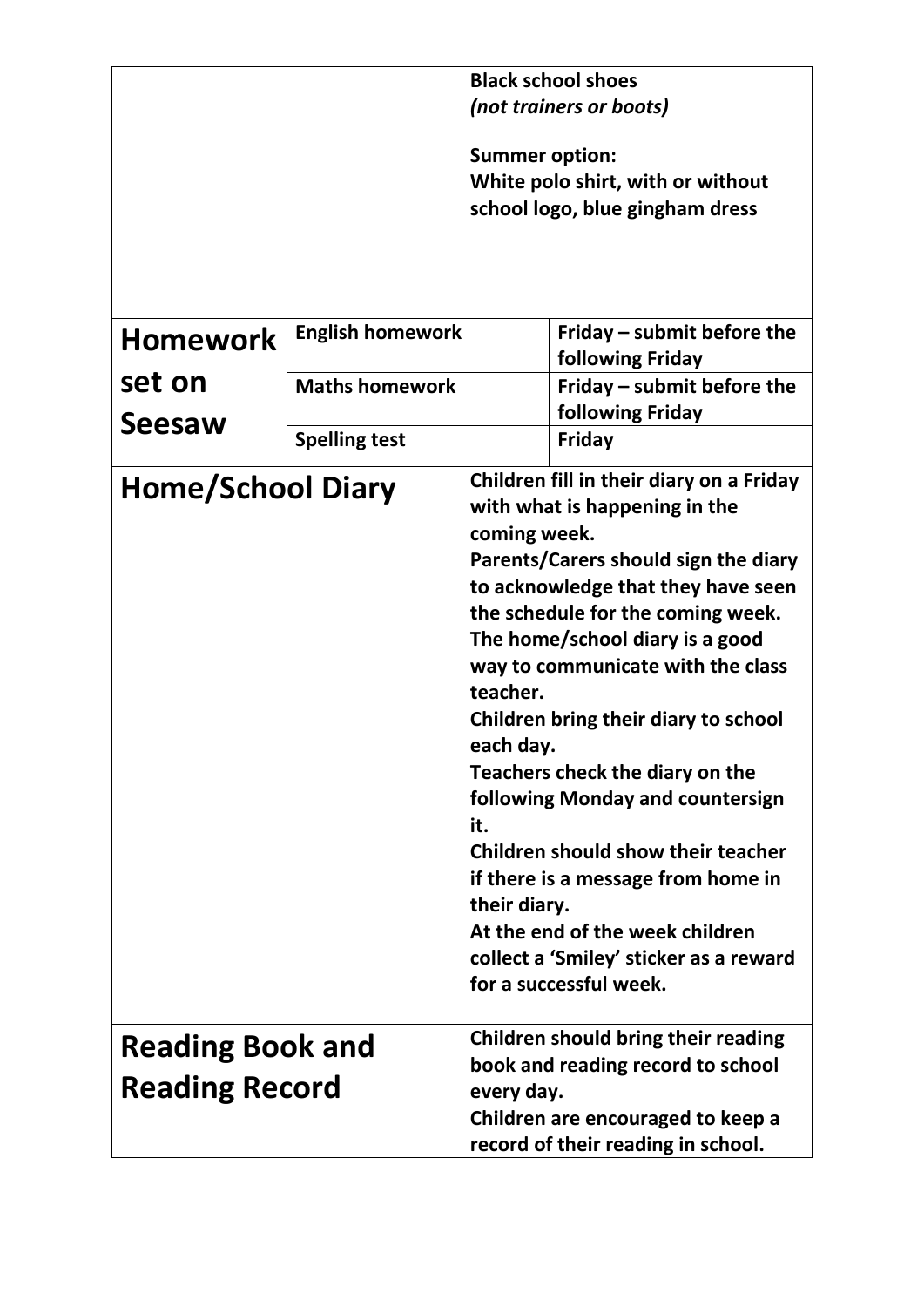| | | | |
|---|---|---|---|
| | | **Black school shoes** *(not trainers or boots)*<br><br>**Summer option:**<br>**White polo shirt, with or without school logo, blue gingham dress** | |
| **Homework set on Seesaw** | **English homework** | | **Friday – submit before the following Friday** |
| | **Maths homework** | | **Friday – submit before the following Friday** |
| | **Spelling test** | | **Friday** |
| **Home/School Diary** | | **Children fill in their diary on a Friday with what is happening in the coming week.**<br>**Parents/Carers should sign the diary to acknowledge that they have seen the schedule for the coming week.**<br>**The home/school diary is a good way to communicate with the class teacher.**<br>**Children bring their diary to school each day.**<br>**Teachers check the diary on the following Monday and countersign it.**<br>**Children should show their teacher if there is a message from home in their diary.**<br>**At the end of the week children collect a 'Smiley' sticker as a reward for a successful week.** | |
| **Reading Book and Reading Record** | | **Children should bring their reading book and reading record to school every day.**<br>**Children are encouraged to keep a record of their reading in school.** | |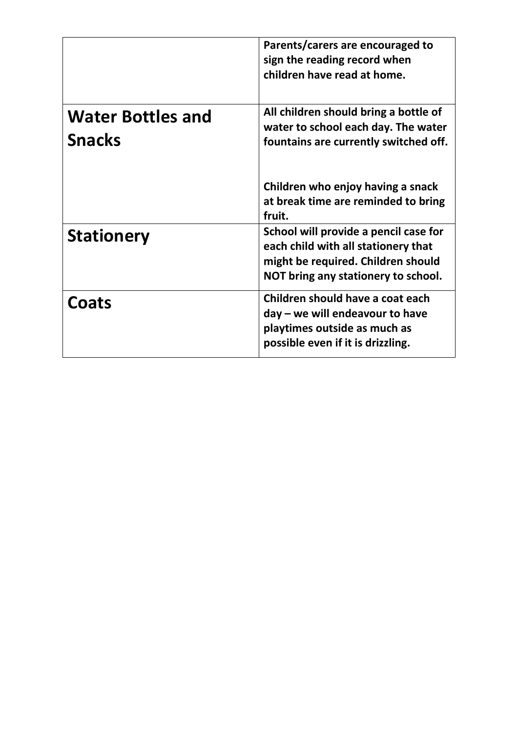| | |
|---|---|
| | **Parents/carers are encouraged to sign the reading record when children have read at home.** |
| **Water Bottles and Snacks** | **All children should bring a bottle of water to school each day. The water fountains are currently switched off.**<br><br>**Children who enjoy having a snack at break time are reminded to bring fruit.** |
| **Stationery** | **School will provide a pencil case for each child with all stationery that might be required. Children should NOT bring any stationery to school.** |
| **Coats** | **Children should have a coat each day – we will endeavour to have playtimes outside as much as possible even if it is drizzling.** |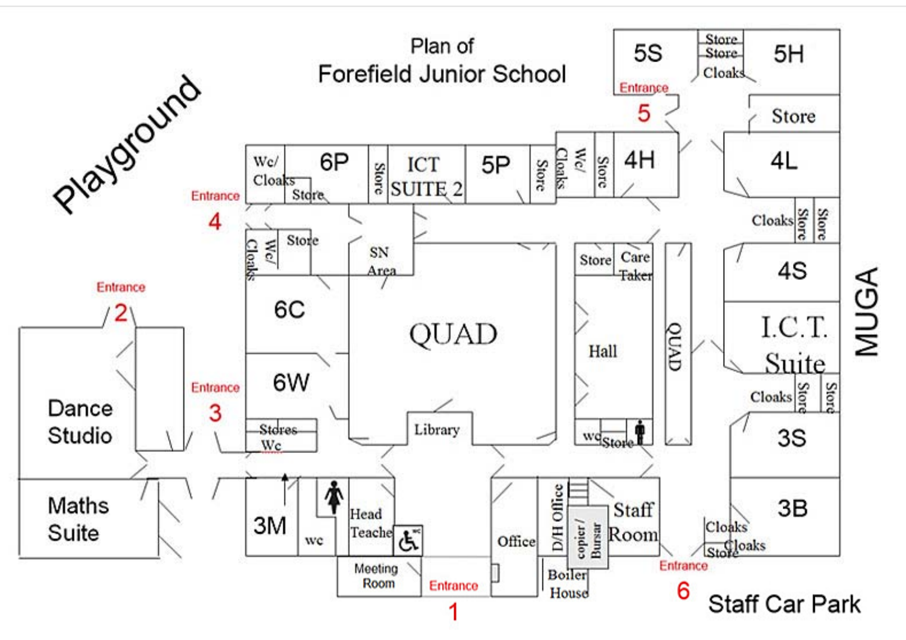Plan of
Forefield Junior School

Playground

5S
Store
Store
Cloaks
5H
Entrance
5
Store
Wc/
Cloaks
6P
Store
Store
ICT
SUITE 2
5P
Store
Wc/
Cloaks
Store
4H
4L
Entrance
4
Wc/
Cloaks
Store
SN
Area
Cloaks
Store
Store
Store
Care
Taker
4S
Entrance
2
6C
QUAD
Hall
QUAD
I.C.T.
Suite
MUGA
6W
Cloaks
Store
Store
Entrance
3
Dance
Studio
Stores
Wc
Library
wc
Store
3S
Maths
Suite
3M
wc
Head
Teacher
Office
D/H Office
copier /
Bursar
Staff
Room
3B
Cloaks
Cloaks
Store
Meeting
Room
Entrance
1
Boiler
House
Entrance
6
Staff Car Park